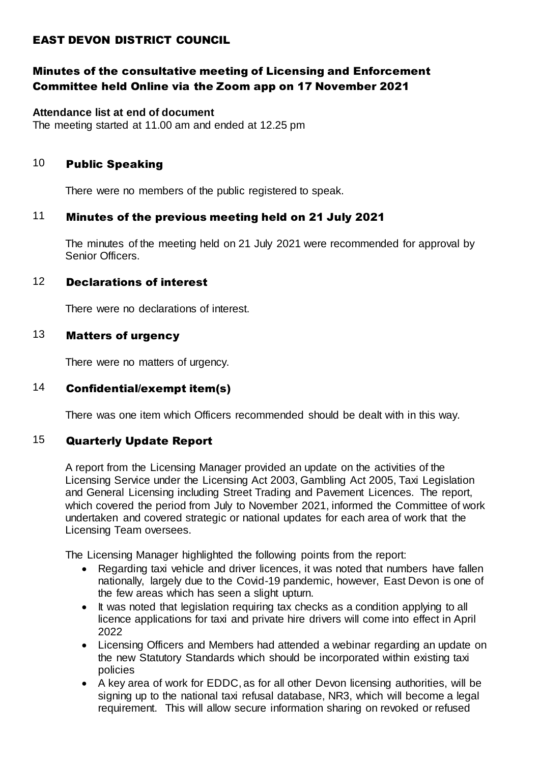# EAST DEVON DISTRICT COUNCIL

## Minutes of the consultative meeting of Licensing and Enforcement Committee held Online via the Zoom app on 17 November 2021

**Attendance list at end of document**

The meeting started at 11.00 am and ended at 12.25 pm

### 10 Public Speaking

There were no members of the public registered to speak.

### 11 Minutes of the previous meeting held on 21 July 2021

The minutes of the meeting held on 21 July 2021 were recommended for approval by Senior Officers.

### 12 Declarations of interest

There were no declarations of interest.

### 13 Matters of urgency

There were no matters of urgency.

### 14 Confidential/exempt item(s)

There was one item which Officers recommended should be dealt with in this way.

### 15 Quarterly Update Report

A report from the Licensing Manager provided an update on the activities of the Licensing Service under the Licensing Act 2003, Gambling Act 2005, Taxi Legislation and General Licensing including Street Trading and Pavement Licences. The report, which covered the period from July to November 2021, informed the Committee of work undertaken and covered strategic or national updates for each area of work that the Licensing Team oversees.

The Licensing Manager highlighted the following points from the report:

- Regarding taxi vehicle and driver licences, it was noted that numbers have fallen nationally, largely due to the Covid-19 pandemic, however, East Devon is one of the few areas which has seen a slight upturn.
- It was noted that legislation requiring tax checks as a condition applying to all licence applications for taxi and private hire drivers will come into effect in April 2022
- Licensing Officers and Members had attended a webinar regarding an update on the new Statutory Standards which should be incorporated within existing taxi policies
- A key area of work for EDDC, as for all other Devon licensing authorities, will be signing up to the national taxi refusal database, NR3, which will become a legal requirement. This will allow secure information sharing on revoked or refused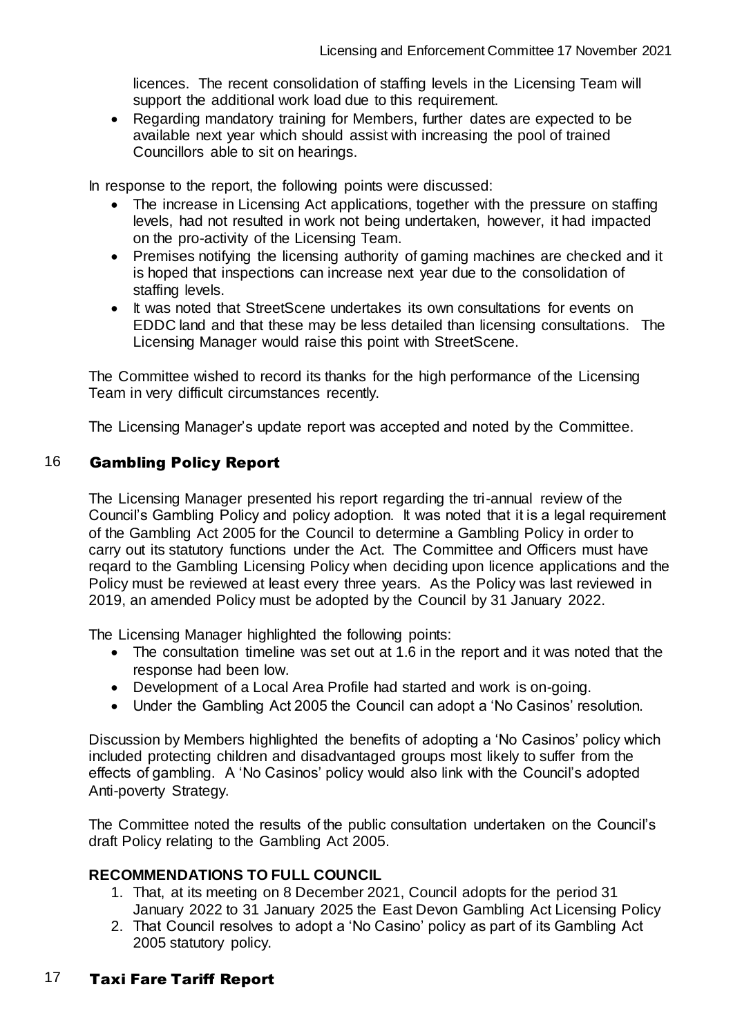licences. The recent consolidation of staffing levels in the Licensing Team will support the additional work load due to this requirement.

- Regarding mandatory training for Members, further dates are expected to be available next year which should assist with increasing the pool of trained Councillors able to sit on hearings.

In response to the report, the following points were discussed:

- The increase in Licensing Act applications, together with the pressure on staffing levels, had not resulted in work not being undertaken, however, it had impacted on the pro-activity of the Licensing Team.
- Premises notifying the licensing authority of gaming machines are checked and it is hoped that inspections can increase next year due to the consolidation of staffing levels.
- It was noted that StreetScene undertakes its own consultations for events on EDDC land and that these may be less detailed than licensing consultations. The Licensing Manager would raise this point with StreetScene.

The Committee wished to record its thanks for the high performance of the Licensing Team in very difficult circumstances recently.

The Licensing Manager's update report was accepted and noted by the Committee.

## 16 Gambling Policy Report

The Licensing Manager presented his report regarding the tri-annual review of the Council's Gambling Policy and policy adoption. It was noted that it is a legal requirement of the Gambling Act 2005 for the Council to determine a Gambling Policy in order to carry out its statutory functions under the Act. The Committee and Officers must have regard to the Gambling Licensing Policy when deciding upon licence applications and the Policy must be reviewed at least every three years. As the Policy was last reviewed in 2019, an amended Policy must be adopted by the Council by 31 January 2022.

The Licensing Manager highlighted the following points:

- The consultation timeline was set out at 1.6 in the report and it was noted that the response had been low.
- Development of a Local Area Profile had started and work is on-going.
- Under the Gambling Act 2005 the Council can adopt a 'No Casinos' resolution.

Discussion by Members highlighted the benefits of adopting a 'No Casinos' policy which included protecting children and disadvantaged groups most likely to suffer from the effects of gambling. A 'No Casinos' policy would also link with the Council's adopted Anti-poverty Strategy.

The Committee noted the results of the public consultation undertaken on the Council's draft Policy relating to the Gambling Act 2005.

**RECOMMENDATIONS TO FULL COUNCIL**

1. That, at its meeting on 8 December 2021, Council adopts for the period 31 January 2022 to 31 January 2025 the East Devon Gambling Act Licensing Policy
2. That Council resolves to adopt a 'No Casino' policy as part of its Gambling Act 2005 statutory policy.

## 17 Taxi Fare Tariff Report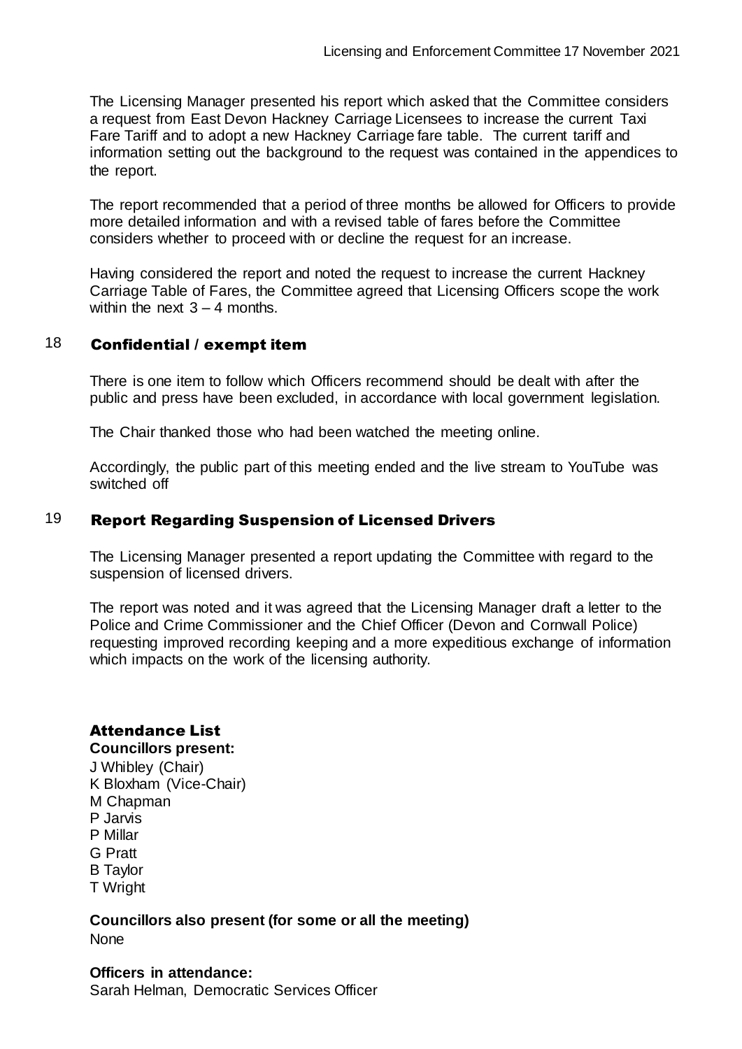The Licensing Manager presented his report which asked that the Committee considers a request from East Devon Hackney Carriage Licensees to increase the current Taxi Fare Tariff and to adopt a new Hackney Carriage fare table. The current tariff and information setting out the background to the request was contained in the appendices to the report.

The report recommended that a period of three months be allowed for Officers to provide more detailed information and with a revised table of fares before the Committee considers whether to proceed with or decline the request for an increase.

Having considered the report and noted the request to increase the current Hackney Carriage Table of Fares, the Committee agreed that Licensing Officers scope the work within the next 3 – 4 months.

## 18 Confidential / exempt item

There is one item to follow which Officers recommend should be dealt with after the public and press have been excluded, in accordance with local government legislation.

The Chair thanked those who had been watched the meeting online.

Accordingly, the public part of this meeting ended and the live stream to YouTube was switched off

## 19 Report Regarding Suspension of Licensed Drivers

The Licensing Manager presented a report updating the Committee with regard to the suspension of licensed drivers.

The report was noted and it was agreed that the Licensing Manager draft a letter to the Police and Crime Commissioner and the Chief Officer (Devon and Cornwall Police) requesting improved recording keeping and a more expeditious exchange of information which impacts on the work of the licensing authority.

## Attendance List

**Councillors present:**

J Whibley (Chair)
K Bloxham (Vice-Chair)
M Chapman
P Jarvis
P Millar
G Pratt
B Taylor
T Wright

**Councillors also present (for some or all the meeting)**

None

**Officers in attendance:**

Sarah Helman, Democratic Services Officer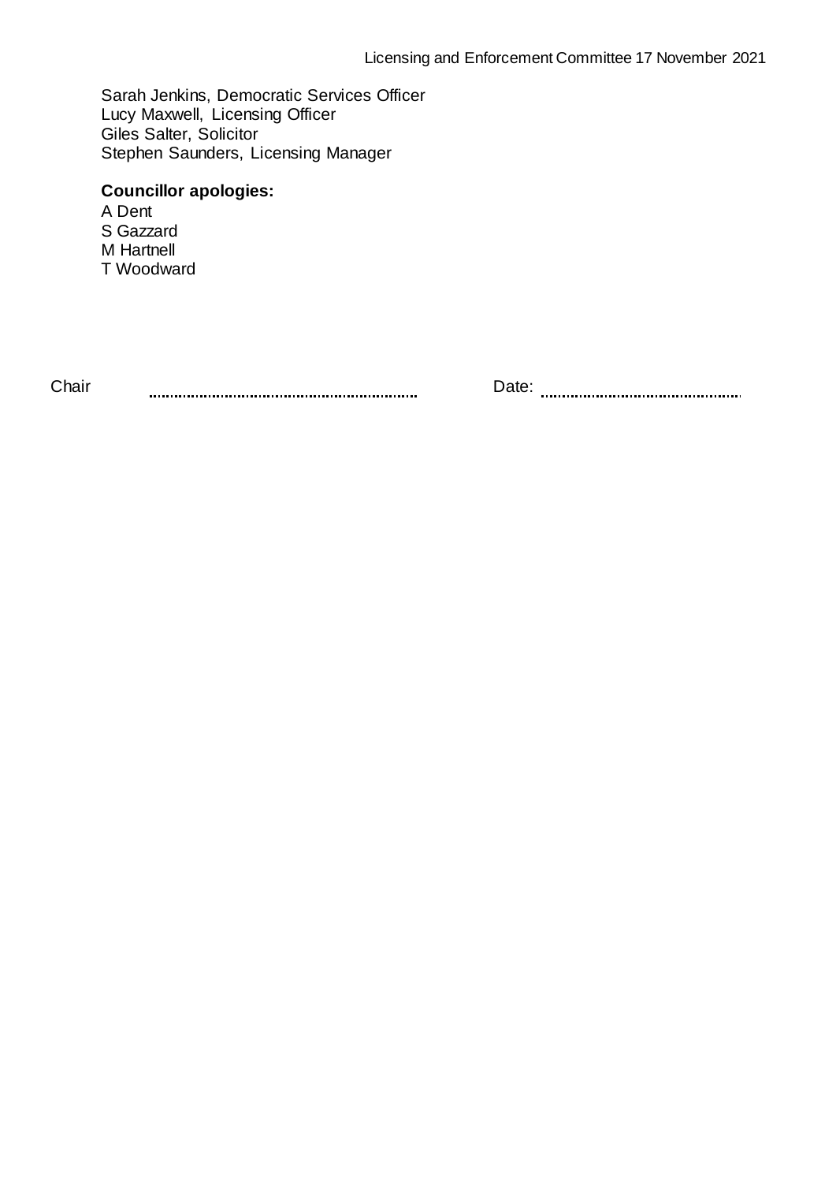Sarah Jenkins, Democratic Services Officer
Lucy Maxwell, Licensing Officer
Giles Salter, Solicitor
Stephen Saunders, Licensing Manager

**Councillor apologies:**

A Dent
S Gazzard
M Hartnell
T Woodward

Chair ............................................................ Date: ............................................